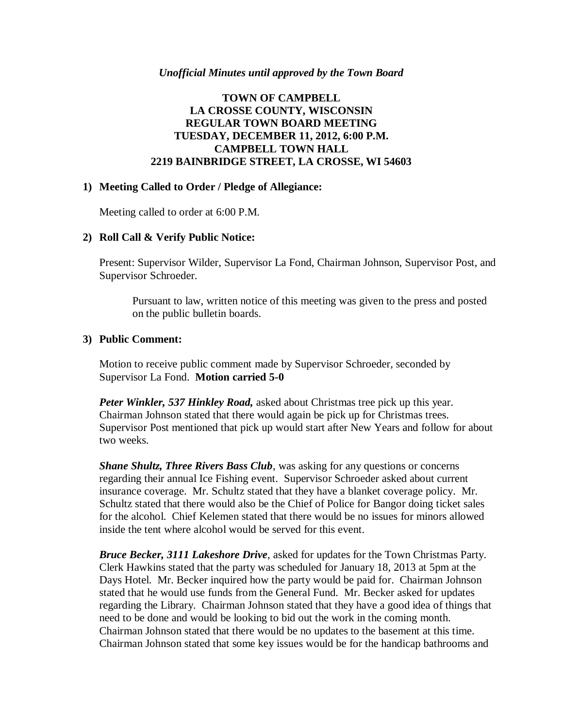*Unofficial Minutes until approved by the Town Board*

# TOWN OF CAMPBELL
# LA CROSSE COUNTY, WISCONSIN
# REGULAR TOWN BOARD MEETING
# TUESDAY, DECEMBER 11, 2012, 6:00 P.M.
# CAMPBELL TOWN HALL
# 2219 BAINBRIDGE STREET, LA CROSSE, WI 54603

## 1) Meeting Called to Order / Pledge of Allegiance:

Meeting called to order at 6:00 P.M.

## 2) Roll Call & Verify Public Notice:

Present: Supervisor Wilder, Supervisor La Fond, Chairman Johnson, Supervisor Post, and Supervisor Schroeder.

> Pursuant to law, written notice of this meeting was given to the press and posted on the public bulletin boards.

## 3) Public Comment:

Motion to receive public comment made by Supervisor Schroeder, seconded by Supervisor La Fond. **Motion carried 5-0**

***Peter Winkler, 537 Hinkley Road,*** asked about Christmas tree pick up this year. Chairman Johnson stated that there would again be pick up for Christmas trees. Supervisor Post mentioned that pick up would start after New Years and follow for about two weeks.

***Shane Shultz, Three Rivers Bass Club***, was asking for any questions or concerns regarding their annual Ice Fishing event. Supervisor Schroeder asked about current insurance coverage. Mr. Schultz stated that they have a blanket coverage policy. Mr. Schultz stated that there would also be the Chief of Police for Bangor doing ticket sales for the alcohol. Chief Kelemen stated that there would be no issues for minors allowed inside the tent where alcohol would be served for this event.

***Bruce Becker, 3111 Lakeshore Drive***, asked for updates for the Town Christmas Party. Clerk Hawkins stated that the party was scheduled for January 18, 2013 at 5pm at the Days Hotel. Mr. Becker inquired how the party would be paid for. Chairman Johnson stated that he would use funds from the General Fund. Mr. Becker asked for updates regarding the Library. Chairman Johnson stated that they have a good idea of things that need to be done and would be looking to bid out the work in the coming month. Chairman Johnson stated that there would be no updates to the basement at this time. Chairman Johnson stated that some key issues would be for the handicap bathrooms and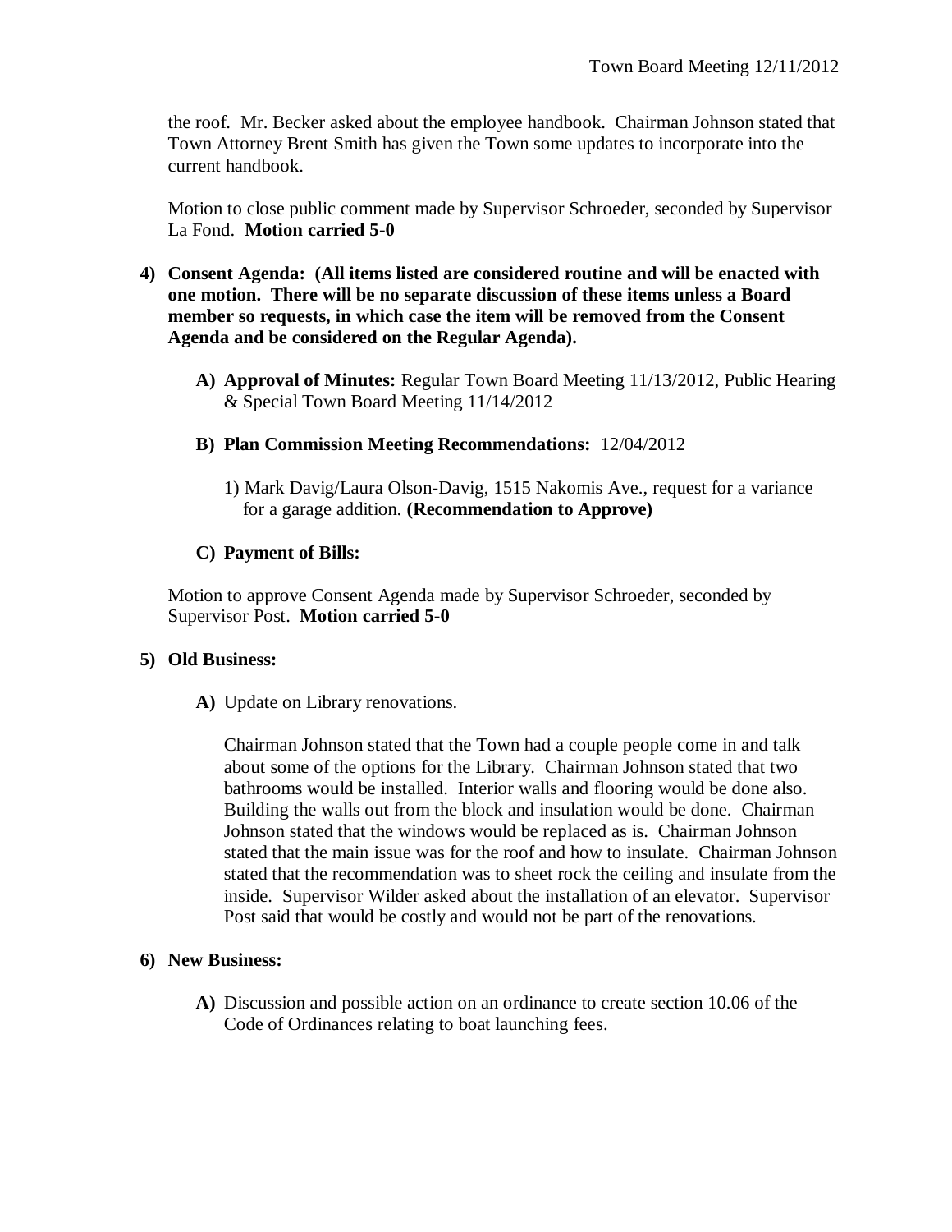the roof. Mr. Becker asked about the employee handbook. Chairman Johnson stated that Town Attorney Brent Smith has given the Town some updates to incorporate into the current handbook.

Motion to close public comment made by Supervisor Schroeder, seconded by Supervisor La Fond. **Motion carried 5-0**

4) **Consent Agenda: (All items listed are considered routine and will be enacted with one motion. There will be no separate discussion of these items unless a Board member so requests, in which case the item will be removed from the Consent Agenda and be considered on the Regular Agenda).**

   A) **Approval of Minutes:** Regular Town Board Meeting 11/13/2012, Public Hearing & Special Town Board Meeting 11/14/2012

   B) **Plan Commission Meeting Recommendations:** 12/04/2012

      1) Mark Davig/Laura Olson-Davig, 1515 Nakomis Ave., request for a variance for a garage addition. **(Recommendation to Approve)**

   C) **Payment of Bills:**

Motion to approve Consent Agenda made by Supervisor Schroeder, seconded by Supervisor Post. **Motion carried 5-0**

5) **Old Business:**

   A) Update on Library renovations.

   Chairman Johnson stated that the Town had a couple people come in and talk about some of the options for the Library. Chairman Johnson stated that two bathrooms would be installed. Interior walls and flooring would be done also. Building the walls out from the block and insulation would be done. Chairman Johnson stated that the windows would be replaced as is. Chairman Johnson stated that the main issue was for the roof and how to insulate. Chairman Johnson stated that the recommendation was to sheet rock the ceiling and insulate from the inside. Supervisor Wilder asked about the installation of an elevator. Supervisor Post said that would be costly and would not be part of the renovations.

6) **New Business:**

   A) Discussion and possible action on an ordinance to create section 10.06 of the Code of Ordinances relating to boat launching fees.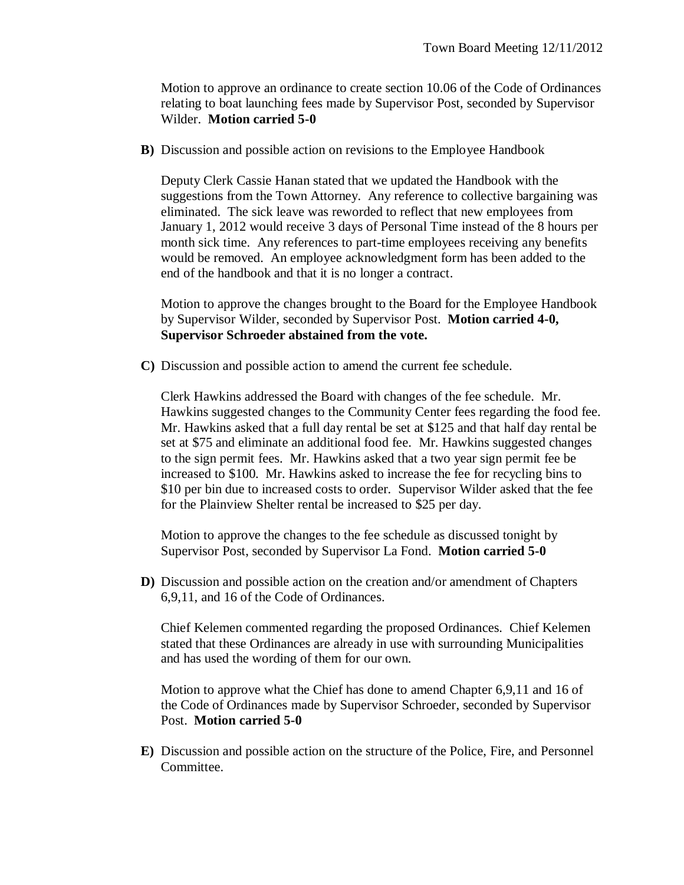Motion to approve an ordinance to create section 10.06 of the Code of Ordinances relating to boat launching fees made by Supervisor Post, seconded by Supervisor Wilder. **Motion carried 5-0**

**B)** Discussion and possible action on revisions to the Employee Handbook

Deputy Clerk Cassie Hanan stated that we updated the Handbook with the suggestions from the Town Attorney. Any reference to collective bargaining was eliminated. The sick leave was reworded to reflect that new employees from January 1, 2012 would receive 3 days of Personal Time instead of the 8 hours per month sick time. Any references to part-time employees receiving any benefits would be removed. An employee acknowledgment form has been added to the end of the handbook and that it is no longer a contract.

Motion to approve the changes brought to the Board for the Employee Handbook by Supervisor Wilder, seconded by Supervisor Post. **Motion carried 4-0, Supervisor Schroeder abstained from the vote.**

**C)** Discussion and possible action to amend the current fee schedule.

Clerk Hawkins addressed the Board with changes of the fee schedule. Mr. Hawkins suggested changes to the Community Center fees regarding the food fee. Mr. Hawkins asked that a full day rental be set at $125 and that half day rental be set at $75 and eliminate an additional food fee. Mr. Hawkins suggested changes to the sign permit fees. Mr. Hawkins asked that a two year sign permit fee be increased to $100. Mr. Hawkins asked to increase the fee for recycling bins to $10 per bin due to increased costs to order. Supervisor Wilder asked that the fee for the Plainview Shelter rental be increased to $25 per day.

Motion to approve the changes to the fee schedule as discussed tonight by Supervisor Post, seconded by Supervisor La Fond. **Motion carried 5-0**

**D)** Discussion and possible action on the creation and/or amendment of Chapters 6,9,11, and 16 of the Code of Ordinances.

Chief Kelemen commented regarding the proposed Ordinances. Chief Kelemen stated that these Ordinances are already in use with surrounding Municipalities and has used the wording of them for our own.

Motion to approve what the Chief has done to amend Chapter 6,9,11 and 16 of the Code of Ordinances made by Supervisor Schroeder, seconded by Supervisor Post. **Motion carried 5-0**

**E)** Discussion and possible action on the structure of the Police, Fire, and Personnel Committee.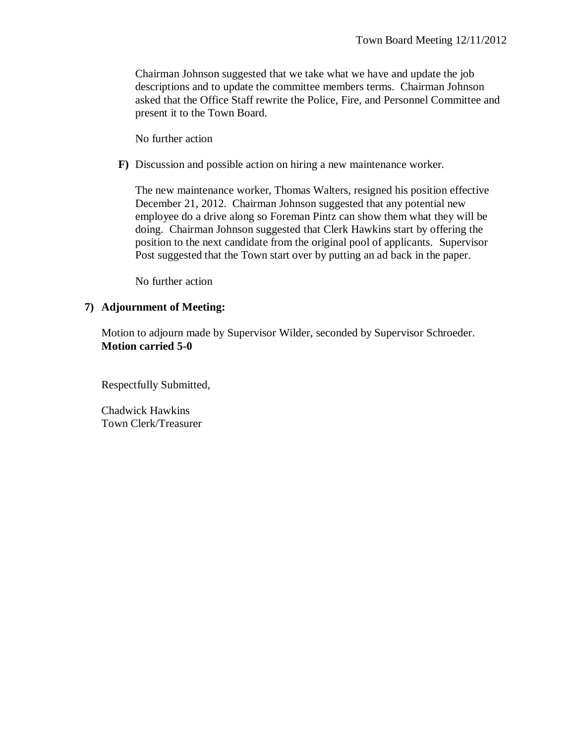Chairman Johnson suggested that we take what we have and update the job descriptions and to update the committee members terms. Chairman Johnson asked that the Office Staff rewrite the Police, Fire, and Personnel Committee and present it to the Town Board.

No further action

**F)** Discussion and possible action on hiring a new maintenance worker.

The new maintenance worker, Thomas Walters, resigned his position effective December 21, 2012. Chairman Johnson suggested that any potential new employee do a drive along so Foreman Pintz can show them what they will be doing. Chairman Johnson suggested that Clerk Hawkins start by offering the position to the next candidate from the original pool of applicants. Supervisor Post suggested that the Town start over by putting an ad back in the paper.

No further action

**7) Adjournment of Meeting:**

Motion to adjourn made by Supervisor Wilder, seconded by Supervisor Schroeder.
**Motion carried 5-0**

Respectfully Submitted,

Chadwick Hawkins
Town Clerk/Treasurer